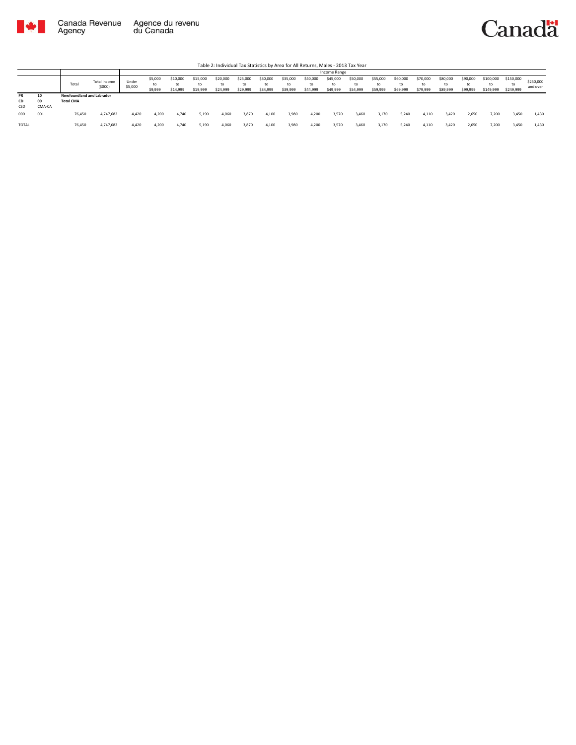Canada Revenue Agency / Agence du revenu du Canada

Canada

Table 2: Individual Tax Statistics by Area for All Returns, Males - 2013 Tax Year

| | | | | Income Range | | | | | | | | | | | | | | | | | | | |
|---|---|---|---|---|---|---|---|---|---|---|---|---|---|---|---|---|---|---|---|---|---|---|---|
| | | Total | Total Income ($000) | Under $5,000 | $5,000 to $9,999 | $10,000 to $14,999 | $15,000 to $19,999 | $20,000 to $24,999 | $25,000 to $29,999 | $30,000 to $34,999 | $35,000 to $39,999 | $40,000 to $44,999 | $45,000 to $49,999 | $50,000 to $54,999 | $55,000 to $59,999 | $60,000 to $69,999 | $70,000 to $79,999 | $80,000 to $89,999 | $90,000 to $99,999 | $100,000 to $149,999 | $150,000 to $249,999 | $250,000 and over |
| **PR** | **10** | **Newfoundland and Labrador** | | | | | | | | | | | | | | | | | | | | | |
| **CD** | **00** | **Total CMA** | | | | | | | | | | | | | | | | | | | | | |
| CSD | CMA-CA | | | | | | | | | | | | | | | | | | | | | | |
| 000 | 001 | 76,450 | 4,747,682 | 4,420 | 4,200 | 4,740 | 5,190 | 4,060 | 3,870 | 4,100 | 3,980 | 4,200 | 3,570 | 3,460 | 3,170 | 5,240 | 4,110 | 3,420 | 2,650 | 7,200 | 3,450 | 1,430 |
| TOTAL | | 76,450 | 4,747,682 | 4,420 | 4,200 | 4,740 | 5,190 | 4,060 | 3,870 | 4,100 | 3,980 | 4,200 | 3,570 | 3,460 | 3,170 | 5,240 | 4,110 | 3,420 | 2,650 | 7,200 | 3,450 | 1,430 |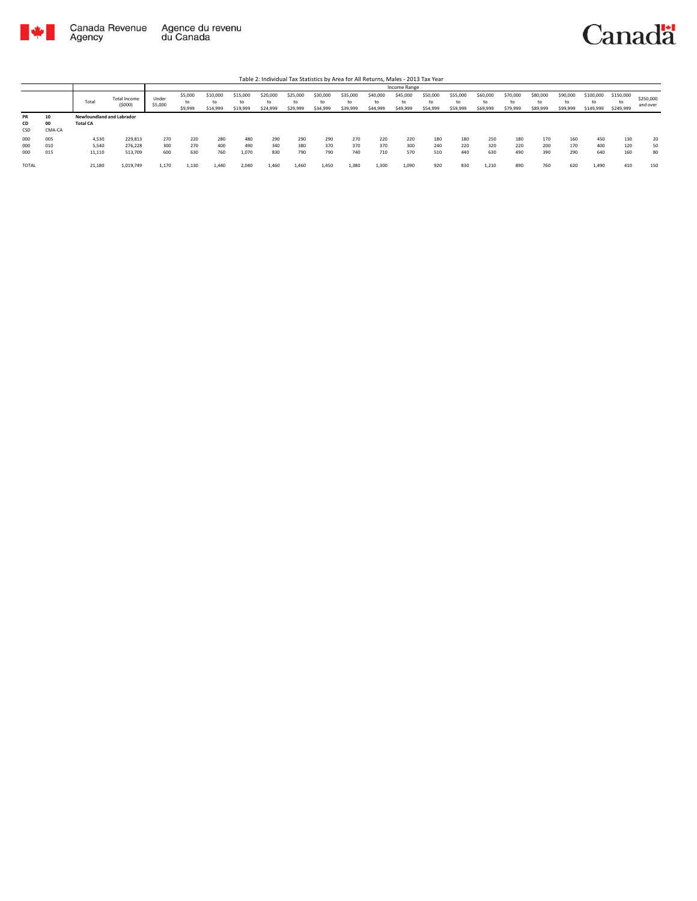Table 2: Individual Tax Statistics by Area for All Returns, Males - 2013 Tax Year

| | | Total | Total Income ($000) | Income Range | | | | | | | | | | | | | | | | | | | |
|---|---|---|---|---|---|---|---|---|---|---|---|---|---|---|---|---|---|---|---|---|---|---|---|
| | | | | Under $5,000 | $5,000 to $9,999 | $10,000 to $14,999 | $15,000 to $19,999 | $20,000 to $24,999 | $25,000 to $29,999 | $30,000 to $34,999 | $35,000 to $39,999 | $40,000 to $44,999 | $45,000 to $49,999 | $50,000 to $54,999 | $55,000 to $59,999 | $60,000 to $69,999 | $70,000 to $79,999 | $80,000 to $89,999 | $90,000 to $99,999 | $100,000 to $149,999 | $150,000 to $249,999 | $250,000 and over |
| **PR** | **10** | **Newfoundland and Labrador** | | | | | | | | | | | | | | | | | | | | | |
| **CD** | **00** | **Total CA** | | | | | | | | | | | | | | | | | | | | | |
| CSD | CMA-CA | | | | | | | | | | | | | | | | | | | | | | |
| 000 | 005 | 4,530 | 229,813 | 270 | 220 | 280 | 480 | 290 | 290 | 290 | 270 | 220 | 220 | 180 | 180 | 250 | 180 | 170 | 160 | 450 | 130 | 20 |
| 000 | 010 | 5,540 | 276,228 | 300 | 270 | 400 | 490 | 340 | 380 | 370 | 370 | 370 | 300 | 240 | 220 | 320 | 220 | 200 | 170 | 400 | 120 | 50 |
| 000 | 015 | 11,110 | 513,709 | 600 | 630 | 760 | 1,070 | 830 | 790 | 790 | 740 | 710 | 570 | 510 | 440 | 630 | 490 | 390 | 290 | 640 | 160 | 80 |
| TOTAL | | 21,180 | 1,019,749 | 1,170 | 1,130 | 1,440 | 2,040 | 1,460 | 1,460 | 1,450 | 1,380 | 1,300 | 1,090 | 920 | 830 | 1,210 | 890 | 760 | 620 | 1,490 | 410 | 150 |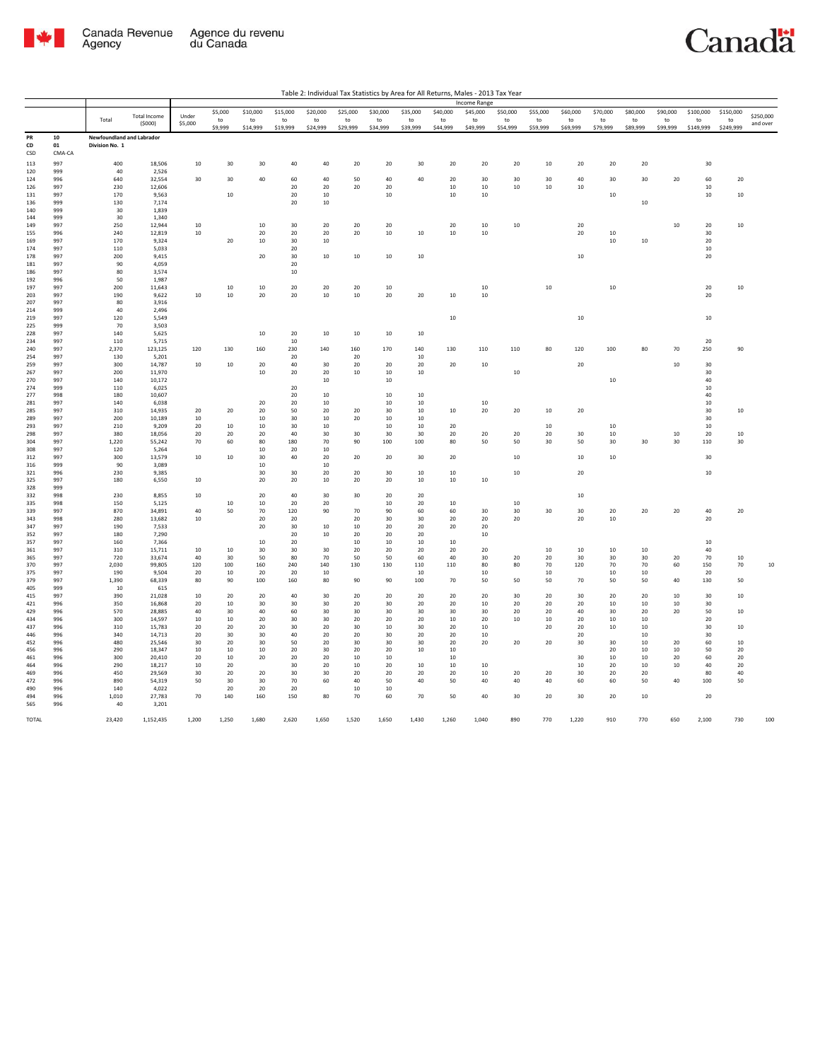Table 2: Individual Tax Statistics by Area for All Returns, Males - 2013 Tax Year

| | | | | Income Range | | | | | | | | | | | | | | | | | | |
|---|---|---|---|---|---|---|---|---|---|---|---|---|---|---|---|---|---|---|---|---|---|---|
| | | Total | Total Income ($000) | Under $5,000 | $5,000 to $9,999 | $10,000 to $14,999 | $15,000 to $19,999 | $20,000 to $24,999 | $25,000 to $29,999 | $30,000 to $34,999 | $35,000 to $39,999 | $40,000 to $44,999 | $45,000 to $49,999 | $50,000 to $54,999 | $55,000 to $59,999 | $60,000 to $69,999 | $70,000 to $79,999 | $80,000 to $89,999 | $90,000 to $99,999 | $100,000 to $149,999 | $150,000 to $249,999 | $250,000 and over |
| PR | 10 | Newfoundland and Labrador | | | | | | | | | | | | | | | | | | | | |
| CD | 01 | Division No. 1 | | | | | | | | | | | | | | | | | | | | |
| CSD | CMA-CA | | | | | | | | | | | | | | | | | | | | | |
| 113 | 997 | 400 | 18,506 | 10 | 30 | 30 | 40 | 40 | 20 | 20 | 30 | 20 | 20 | 20 | 10 | 20 | 20 | 20 | | 30 | | |
| 120 | 999 | 40 | 2,526 | | | | | | | | | | | | | | | | | | | |
| 124 | 996 | 640 | 32,554 | 30 | 30 | 40 | 60 | 40 | 50 | 40 | 40 | 20 | 30 | 30 | 30 | 40 | 30 | 30 | 20 | 60 | 20 | |
| 126 | 997 | 230 | 12,606 | | | | 20 | 20 | 20 | 20 | | 10 | 10 | 10 | 10 | 10 | | | | 10 | | |
| 131 | 997 | 170 | 9,563 | | 10 | | 20 | 10 | | 10 | | 10 | 10 | | | | 10 | | | 10 | 10 | |
| 136 | 999 | 130 | 7,174 | | | | 20 | 10 | | | | | | | | | | 10 | | | | |
| 140 | 999 | 30 | 1,839 | | | | | | | | | | | | | | | | | | | |
| 144 | 999 | 30 | 1,340 | | | | | | | | | | | | | | | | | | | |
| 149 | 997 | 250 | 12,944 | 10 | | 10 | 30 | 20 | 20 | 20 | | 20 | 10 | 10 | | 20 | | | 10 | 20 | 10 | |
| 155 | 996 | 240 | 12,819 | 10 | | 20 | 20 | 20 | 20 | 10 | 10 | 10 | 10 | | | 20 | 10 | | | 30 | | |
| 169 | 997 | 170 | 9,324 | | 20 | 10 | 30 | 10 | | | | | | | | | 10 | 10 | | 20 | | |
| 174 | 997 | 110 | 5,033 | | | | 20 | | | | | | | | | | | | | 10 | | |
| 178 | 997 | 200 | 9,415 | | | 20 | 30 | 10 | 10 | 10 | 10 | | | | | 10 | | | | 20 | | |
| 181 | 997 | 90 | 4,059 | | | | 20 | | | | | | | | | | | | | | | |
| 186 | 997 | 80 | 3,574 | | | | 10 | | | | | | | | | | | | | | | |
| 192 | 996 | 50 | 1,987 | | | | | | | | | | | | | | | | | | | |
| 197 | 997 | 200 | 11,643 | | 10 | 10 | 20 | 20 | 20 | 10 | | | 10 | | 10 | | 10 | | | 20 | 10 | |
| 203 | 997 | 190 | 9,622 | 10 | 10 | 20 | 20 | 10 | 10 | 20 | 20 | 10 | 10 | | | | | | | 20 | | |
| 207 | 997 | 80 | 3,916 | | | | | | | | | | | | | | | | | | | |
| 214 | 999 | 40 | 2,496 | | | | | | | | | | | | | | | | | | | |
| 219 | 997 | 120 | 5,549 | | | | | | | | | 10 | | | | 10 | | | | 10 | | |
| 225 | 999 | 70 | 3,503 | | | | | | | | | | | | | | | | | | | |
| 228 | 997 | 140 | 5,625 | | | 10 | 20 | 10 | 10 | 10 | 10 | | | | | | | | | | | |
| 234 | 997 | 110 | 5,715 | | | | 10 | | | | | | | | | | | | | 20 | | |
| 240 | 997 | 2,370 | 123,125 | 120 | 130 | 160 | 230 | 140 | 160 | 170 | 140 | 130 | 110 | 110 | 80 | 120 | 100 | 80 | 70 | 250 | 90 | |
| 254 | 997 | 130 | 5,201 | | | | 20 | | 20 | | 10 | | | | | | | | | | | |
| 259 | 997 | 300 | 14,787 | 10 | 10 | 20 | 40 | 30 | 20 | 20 | 20 | 20 | 10 | | | 20 | | | 10 | 30 | | |
| 267 | 997 | 200 | 11,970 | | | 10 | 20 | 20 | 10 | 10 | 10 | | | 10 | | | | | | 30 | | |
| 270 | 997 | 140 | 10,172 | | | | | 10 | | 10 | | | | | | | 10 | | | 40 | | |
| 274 | 999 | 110 | 6,025 | | | | 20 | | | | | | | | | | | | | 10 | | |
| 277 | 998 | 180 | 10,607 | | | | 20 | 10 | | 10 | 10 | | | | | | | | | 40 | | |
| 281 | 997 | 140 | 6,038 | | | 20 | 20 | 10 | | 10 | 10 | | 10 | | | | | | | 10 | | |
| 285 | 997 | 310 | 14,935 | 20 | 20 | 20 | 50 | 20 | 20 | 30 | 10 | 10 | 20 | 20 | 10 | 20 | | | | 30 | 10 | |
| 289 | 997 | 200 | 10,189 | 10 | | 10 | 30 | 10 | 20 | 10 | 10 | | | | | | | | | 30 | | |
| 293 | 997 | 210 | 9,209 | 20 | 10 | 10 | 30 | 10 | | 10 | 10 | 20 | | | 10 | | 10 | | | 10 | | |
| 298 | 997 | 380 | 18,056 | 20 | 20 | 20 | 40 | 30 | 30 | 30 | 30 | 20 | 20 | 20 | 20 | 30 | 10 | | 10 | 20 | 10 | |
| 304 | 997 | 1,220 | 55,242 | 70 | 60 | 80 | 180 | 70 | 90 | 100 | 100 | 80 | 50 | 50 | 30 | 50 | 30 | 30 | 30 | 110 | 30 | |
| 308 | 997 | 120 | 5,264 | | | 10 | 20 | 10 | | | | | | | | | | | | | | |
| 312 | 997 | 300 | 13,579 | 10 | 10 | 30 | 40 | 20 | 20 | 20 | 30 | 20 | | 10 | | 10 | 10 | | | 30 | | |
| 316 | 999 | 90 | 3,089 | | | 10 | | 10 | | | | | | | | | | | | | | |
| 321 | 996 | 230 | 9,385 | | | 30 | 30 | 20 | 20 | 30 | 10 | 10 | | 10 | | 20 | | | | 10 | | |
| 325 | 997 | 180 | 6,550 | 10 | | 20 | 20 | 10 | 20 | 20 | 10 | 10 | 10 | | | | | | | | | |
| 328 | 999 | | | | | | | | | | | | | | | | | | | | | |
| 332 | 998 | 230 | 8,855 | 10 | | 20 | 40 | 30 | 30 | 20 | 20 | | | | | 10 | | | | | | |
| 335 | 998 | 150 | 5,125 | | 10 | 10 | 20 | 20 | | 10 | 20 | 10 | | 10 | | | | | | | | |
| 339 | 997 | 870 | 34,891 | 40 | 50 | 70 | 120 | 90 | 70 | 90 | 60 | 60 | 30 | 30 | 30 | 30 | 20 | 20 | 20 | 40 | 20 | |
| 343 | 998 | 280 | 13,682 | 10 | | 20 | 20 | | 20 | 30 | 30 | 20 | 20 | 20 | | 20 | 10 | | | 20 | | |
| 347 | 997 | 190 | 7,533 | | | 20 | 30 | 10 | 10 | 20 | 20 | 20 | 20 | | | | | | | | | |
| 352 | 997 | 180 | 7,290 | | | | 20 | 10 | 20 | 20 | 20 | | 10 | | | | | | | | | |
| 357 | 997 | 160 | 7,366 | | | 10 | 20 | | 10 | 10 | 10 | 10 | | | | | | | | 10 | | |
| 361 | 997 | 310 | 15,711 | 10 | 10 | 30 | 30 | 30 | 20 | 20 | 20 | 20 | 20 | | 10 | 10 | 10 | 10 | | 40 | | |
| 365 | 997 | 720 | 33,674 | 40 | 30 | 50 | 80 | 70 | 50 | 50 | 60 | 40 | 30 | 20 | 20 | 30 | 30 | 30 | 20 | 70 | 10 | |
| 370 | 997 | 2,030 | 99,805 | 120 | 100 | 160 | 240 | 140 | 130 | 130 | 110 | 110 | 80 | 80 | 70 | 120 | 70 | 70 | 60 | 150 | 70 | 10 |
| 375 | 997 | 190 | 9,504 | 20 | 10 | 20 | 20 | 10 | | | 10 | | 10 | | 10 | | 10 | 10 | | 20 | | |
| 379 | 997 | 1,390 | 68,339 | 80 | 90 | 100 | 160 | 80 | 90 | 90 | 100 | 70 | 50 | 50 | 50 | 70 | 50 | 50 | 40 | 130 | 50 | |
| 405 | 999 | 10 | 615 | | | | | | | | | | | | | | | | | | | |
| 415 | 997 | 390 | 21,028 | 10 | 20 | 20 | 40 | 30 | 20 | 20 | 20 | 20 | 20 | 30 | 20 | 30 | 20 | 20 | 10 | 30 | 10 | |
| 421 | 996 | 350 | 16,868 | 20 | 10 | 30 | 30 | 30 | 20 | 30 | 20 | 20 | 10 | 20 | 20 | 20 | 10 | 10 | 10 | 30 | | |
| 429 | 996 | 570 | 28,885 | 40 | 30 | 40 | 60 | 30 | 30 | 30 | 30 | 30 | 30 | 20 | 20 | 40 | 30 | 20 | 20 | 50 | 10 | |
| 434 | 996 | 300 | 14,597 | 10 | 10 | 20 | 30 | 30 | 20 | 20 | 20 | 10 | 20 | 10 | 10 | 20 | 10 | 10 | | 20 | | |
| 437 | 996 | 310 | 15,783 | 20 | 20 | 20 | 30 | 20 | 30 | 10 | 30 | 20 | 10 | | 20 | 20 | 10 | 10 | | 30 | 10 | |
| 446 | 996 | 340 | 14,713 | 20 | 30 | 30 | 40 | 20 | 20 | 30 | 20 | 20 | 10 | | | 20 | | 10 | | 30 | | |
| 452 | 996 | 480 | 25,546 | 30 | 20 | 30 | 50 | 20 | 30 | 30 | 30 | 20 | 20 | 20 | 20 | 30 | 30 | 10 | 20 | 60 | 10 | |
| 456 | 996 | 290 | 18,347 | 10 | 10 | 10 | 20 | 30 | 20 | 20 | 10 | 20 | | | | | 20 | 10 | 10 | 50 | 20 | |
| 461 | 996 | 300 | 20,410 | 20 | 10 | 20 | 20 | 20 | 10 | 10 | | 10 | | | | 30 | 10 | 10 | 20 | 60 | 20 | |
| 464 | 996 | 290 | 18,217 | 10 | 20 | | 30 | 20 | 10 | 20 | 10 | 10 | 10 | | | 10 | 20 | 10 | 10 | 40 | 20 | |
| 469 | 996 | 450 | 29,569 | 30 | 20 | 20 | 30 | 30 | 20 | 20 | 20 | 20 | 10 | 20 | 20 | 30 | 20 | 20 | | 80 | 40 | |
| 472 | 996 | 890 | 54,319 | 50 | 30 | 30 | 70 | 60 | 40 | 50 | 40 | 50 | 40 | 40 | 40 | 60 | 60 | 50 | 40 | 100 | 50 | |
| 490 | 996 | 140 | 4,022 | | 20 | 20 | 20 | | 10 | 10 | | | | | | | | | | | | |
| 494 | 996 | 1,010 | 27,783 | 70 | 140 | 160 | 150 | 80 | 70 | 60 | 70 | 50 | 40 | 30 | 20 | 30 | 20 | 10 | | 20 | | |
| 565 | 996 | 40 | 3,201 | | | | | | | | | | | | | | | | | | | |
| TOTAL | | 23,420 | 1,152,435 | 1,200 | 1,250 | 1,680 | 2,620 | 1,650 | 1,520 | 1,650 | 1,430 | 1,260 | 1,040 | 890 | 770 | 1,220 | 910 | 770 | 650 | 2,100 | 730 | 100 |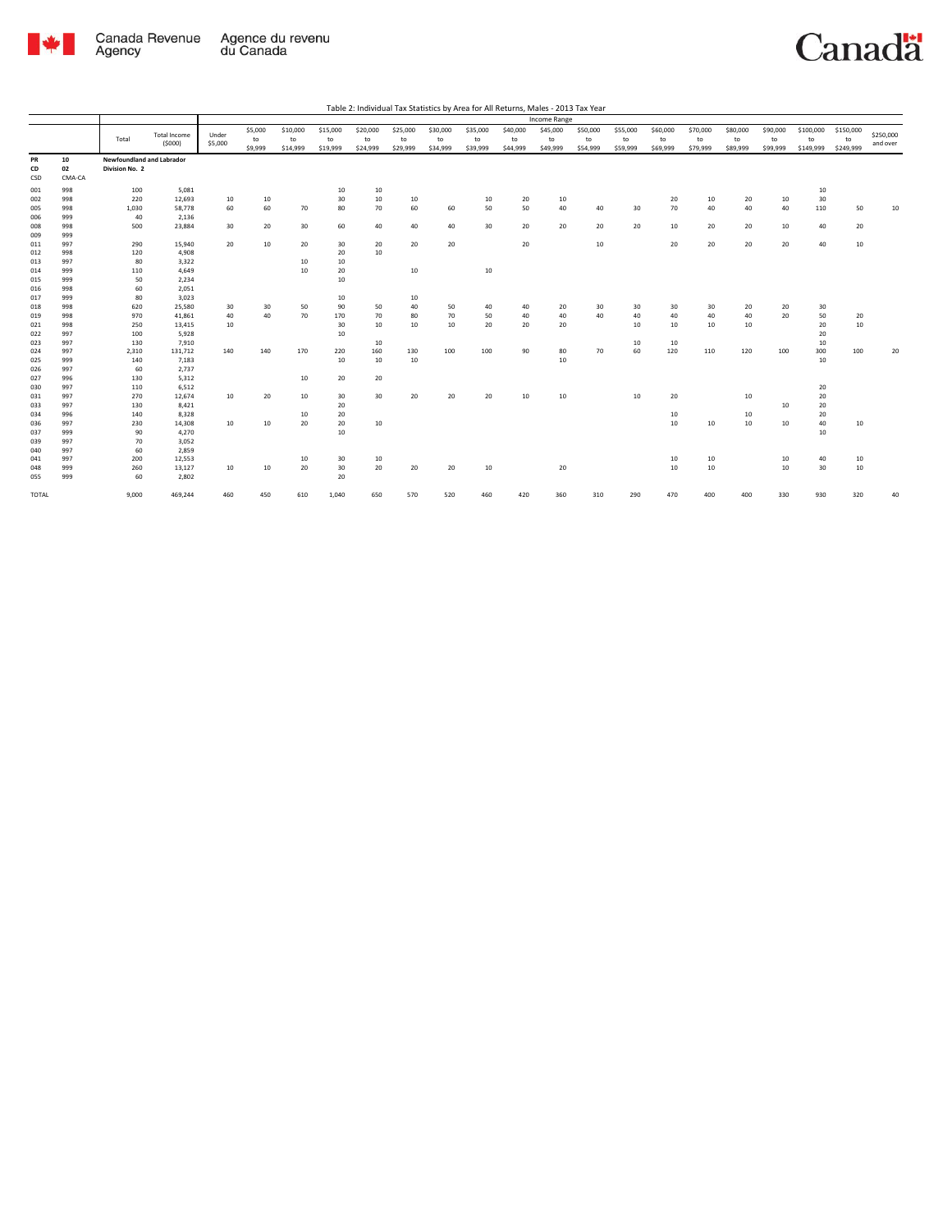Table 2: Individual Tax Statistics by Area for All Returns, Males - 2013 Tax Year

| PR | CD | CSD | CMA-CA | Total | Total Income ($000) | Under $5,000 | $5,000 to $9,999 | $10,000 to $14,999 | $15,000 to $19,999 | $20,000 to $24,999 | $25,000 to $29,999 | $30,000 to $34,999 | $35,000 to $39,999 | $40,000 to $44,999 | $45,000 to $49,999 | $50,000 to $54,999 | $55,000 to $59,999 | $60,000 to $69,999 | $70,000 to $79,999 | $80,000 to $89,999 | $90,000 to $99,999 | $100,000 to $149,999 | $150,000 to $249,999 | $250,000 and over |
|---|---|---|---|---|---|---|---|---|---|---|---|---|---|---|---|---|---|---|---|---|---|---|---|---|
| 10 | 02 | | | Newfoundland and Labrador Division No. 2 | | | | | | | | | | | | | | | | | | | | |
| | | 001 | 998 | 100 | 5,081 | | | | 10 | 10 | | | | | | | | | | | | 10 | | |
| | | 002 | 998 | 220 | 12,693 | 10 | 10 | | 30 | 10 | 10 | | 10 | 20 | 10 | | | 20 | 10 | 20 | 10 | 30 | | |
| | | 005 | 998 | 1,030 | 58,778 | 60 | 60 | 70 | 80 | 70 | 60 | 60 | 50 | 50 | 40 | 40 | 30 | 70 | 40 | 40 | 40 | 110 | 50 | 10 |
| | | 006 | 999 | 40 | 2,136 | | | | | | | | | | | | | | | | | | | |
| | | 008 | 998 | 500 | 23,884 | 30 | 20 | 30 | 60 | 40 | 40 | 40 | 30 | 20 | 20 | 20 | 20 | 10 | 20 | 20 | 10 | 40 | 20 | |
| | | 009 | 999 | | | | | | | | | | | | | | | | | | | | | |
| | | 011 | 997 | 290 | 15,940 | 20 | 10 | 20 | 30 | 20 | 20 | 20 | | 20 | | 10 | | 20 | 20 | 20 | 20 | 40 | 10 | |
| | | 012 | 998 | 120 | 4,908 | | | | 20 | 10 | | | | | | | | | | | | | | |
| | | 013 | 997 | 80 | 3,322 | | | 10 | 10 | | | | | | | | | | | | | | | |
| | | 014 | 999 | 110 | 4,649 | | | 10 | 20 | | 10 | | 10 | | | | | | | | | | | |
| | | 015 | 999 | 50 | 2,234 | | | | 10 | | | | | | | | | | | | | | | |
| | | 016 | 998 | 60 | 2,051 | | | | | | | | | | | | | | | | | | | |
| | | 017 | 999 | 80 | 3,023 | | | | 10 | | 10 | | | | | | | | | | | | | |
| | | 018 | 998 | 620 | 25,580 | 30 | 30 | 50 | 90 | 50 | 40 | 50 | 40 | 40 | 20 | 30 | 30 | 30 | 30 | 20 | 20 | 30 | | |
| | | 019 | 998 | 970 | 41,861 | 40 | 40 | 70 | 170 | 70 | 80 | 70 | 50 | 40 | 40 | 40 | 40 | 40 | 40 | 40 | 20 | 50 | 20 | |
| | | 021 | 998 | 250 | 13,415 | 10 | | | 30 | 10 | 10 | 10 | 20 | 20 | 20 | | 10 | 10 | 10 | 10 | | 20 | 10 | |
| | | 022 | 997 | 100 | 5,928 | | | | 10 | | | | | | | | | | | | | 20 | | |
| | | 023 | 997 | 130 | 7,910 | | | | | 10 | | | | | | | 10 | 10 | | | | 10 | | |
| | | 024 | 997 | 2,310 | 131,712 | 140 | 140 | 170 | 220 | 160 | 130 | 100 | 100 | 90 | 80 | 70 | 60 | 120 | 110 | 120 | 100 | 300 | 100 | 20 |
| | | 025 | 999 | 140 | 7,183 | | | | 10 | 10 | 10 | | | | 10 | | | | | | | 10 | | |
| | | 026 | 997 | 60 | 2,737 | | | | | | | | | | | | | | | | | | | |
| | | 027 | 996 | 130 | 5,312 | | | 10 | 20 | 20 | | | | | | | | | | | | | | |
| | | 030 | 997 | 110 | 6,512 | | | | | | | | | | | | | | | | | 20 | | |
| | | 031 | 997 | 270 | 12,674 | 10 | 20 | 10 | 30 | 30 | 20 | 20 | 20 | 10 | 10 | | 10 | 20 | | 10 | | 20 | | |
| | | 033 | 997 | 130 | 8,421 | | | | 20 | | | | | | | | | | | | 10 | 20 | | |
| | | 034 | 996 | 140 | 8,328 | | | 10 | 20 | | | | | | | | | 10 | | 10 | | 20 | | |
| | | 036 | 997 | 230 | 14,308 | 10 | 10 | 20 | 20 | 10 | | | | | | | | 10 | 10 | 10 | 10 | 40 | 10 | |
| | | 037 | 999 | 90 | 4,270 | | | | 10 | | | | | | | | | | | | | 10 | | |
| | | 039 | 997 | 70 | 3,052 | | | | | | | | | | | | | | | | | | | |
| | | 040 | 997 | 60 | 2,859 | | | | | | | | | | | | | | | | | | | |
| | | 041 | 997 | 200 | 12,553 | | | 10 | 30 | 10 | | | | | | | | 10 | 10 | | 10 | 40 | 10 | |
| | | 048 | 999 | 260 | 13,127 | 10 | 10 | 20 | 30 | 20 | 20 | 20 | 10 | | 20 | | | 10 | 10 | | 10 | 30 | 10 | |
| | | 055 | 999 | 60 | 2,802 | | | | 20 | | | | | | | | | | | | | | | |
| TOTAL | | | | 9,000 | 469,244 | 460 | 450 | 610 | 1,040 | 650 | 570 | 520 | 460 | 420 | 360 | 310 | 290 | 470 | 400 | 400 | 330 | 930 | 320 | 40 |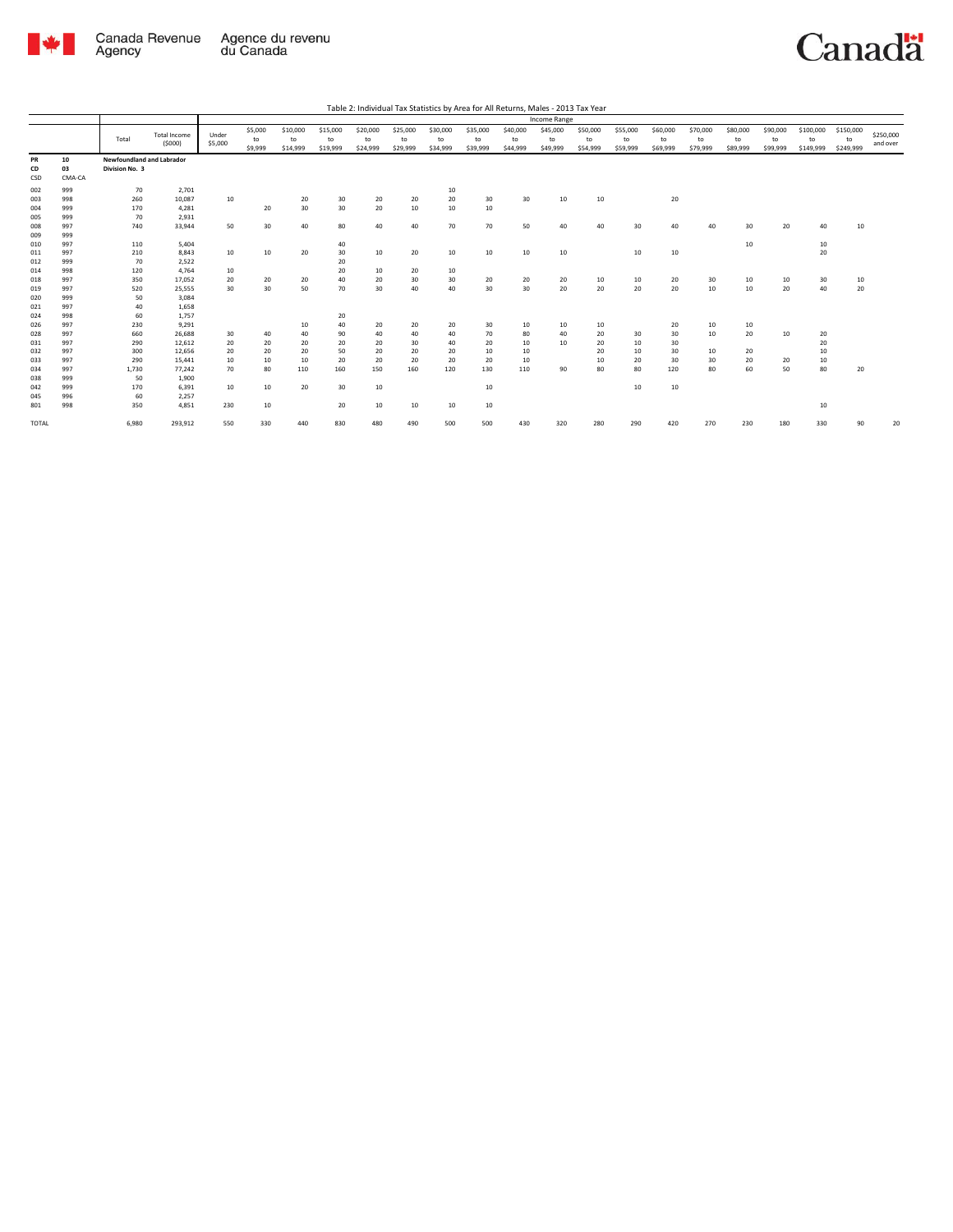Table 2: Individual Tax Statistics by Area for All Returns, Males - 2013 Tax Year

| | | Total | Total Income ($000) | Income Range | | | | | | | | | | | | | | | | | | |
|---|---|---|---|---|---|---|---|---|---|---|---|---|---|---|---|---|---|---|---|---|---|---|
| | | | | Under $5,000 | $5,000 to $9,999 | $10,000 to $14,999 | $15,000 to $19,999 | $20,000 to $24,999 | $25,000 to $29,999 | $30,000 to $34,999 | $35,000 to $39,999 | $40,000 to $44,999 | $45,000 to $49,999 | $50,000 to $54,999 | $55,000 to $59,999 | $60,000 to $69,999 | $70,000 to $79,999 | $80,000 to $89,999 | $90,000 to $99,999 | $100,000 to $149,999 | $150,000 to $249,999 | $250,000 and over |
| PR | 10 | Newfoundland and Labrador | | | | | | | | | | | | | | | | | | | | |
| CD | 03 | Division No. 3 | | | | | | | | | | | | | | | | | | | | |
| CSD | CMA-CA | | | | | | | | | | | | | | | | | | | | | |
| 002 | 999 | 70 | 2,701 | | | | | | | 10 | | | | | | | | | | | | |
| 003 | 998 | 260 | 10,087 | 10 | | 20 | 30 | 20 | 20 | 20 | 30 | 30 | 10 | 10 | | 20 | | | | | | |
| 004 | 999 | 170 | 4,281 | | 20 | 30 | 30 | 20 | 10 | 10 | 10 | | | | | | | | | | | |
| 005 | 999 | 70 | 2,931 | | | | | | | | | | | | | | | | | | | |
| 008 | 997 | 740 | 33,944 | 50 | 30 | 40 | 80 | 40 | 40 | 70 | 70 | 50 | 40 | 40 | 30 | 40 | 40 | 30 | 20 | 40 | 10 | |
| 009 | 999 | | | | | | | | | | | | | | | | | | | | | |
| 010 | 997 | 110 | 5,404 | | | | 40 | | | | | | | | | | | 10 | | 10 | | |
| 011 | 997 | 210 | 8,843 | 10 | 10 | 20 | 30 | 10 | 20 | 10 | 10 | 10 | 10 | | 10 | 10 | | | | 20 | | |
| 012 | 999 | 70 | 2,522 | | | | 20 | | | | | | | | | | | | | | | |
| 014 | 998 | 120 | 4,764 | 10 | | | 20 | 10 | 20 | 10 | | | | | | | | | | | | |
| 018 | 997 | 350 | 17,052 | 20 | 20 | 20 | 40 | 20 | 30 | 30 | 20 | 20 | 20 | 10 | 10 | 20 | 30 | 10 | 10 | 30 | 10 | |
| 019 | 997 | 520 | 25,555 | 30 | 30 | 50 | 70 | 30 | 40 | 40 | 30 | 30 | 20 | 20 | 20 | 20 | 10 | 10 | 20 | 40 | 20 | |
| 020 | 999 | 50 | 3,084 | | | | | | | | | | | | | | | | | | | |
| 021 | 997 | 40 | 1,658 | | | | | | | | | | | | | | | | | | | |
| 024 | 998 | 60 | 1,757 | | | | 20 | | | | | | | | | | | | | | | |
| 026 | 997 | 230 | 9,291 | | | 10 | 40 | 20 | 20 | 20 | 30 | 10 | 10 | 10 | | 20 | 10 | 10 | | | | |
| 028 | 997 | 660 | 26,688 | 30 | 40 | 40 | 90 | 40 | 40 | 40 | 70 | 80 | 40 | 20 | 30 | 30 | 10 | 20 | 10 | 20 | | |
| 031 | 997 | 290 | 12,612 | 20 | 20 | 20 | 20 | 20 | 30 | 40 | 20 | 10 | 10 | 20 | 10 | 30 | | | | 20 | | |
| 032 | 997 | 300 | 12,656 | 20 | 20 | 20 | 50 | 20 | 20 | 20 | 10 | 10 | | 20 | 10 | 30 | 10 | 20 | | 10 | | |
| 033 | 997 | 290 | 15,441 | 10 | 10 | 10 | 20 | 20 | 20 | 20 | 20 | 10 | | 10 | 20 | 30 | 30 | 20 | 20 | 10 | | |
| 034 | 997 | 1,730 | 77,242 | 70 | 80 | 110 | 160 | 150 | 160 | 120 | 130 | 110 | 90 | 80 | 80 | 120 | 80 | 60 | 50 | 80 | 20 | |
| 038 | 999 | 50 | 1,900 | | | | | | | | | | | | | | | | | | | |
| 042 | 999 | 170 | 6,391 | 10 | 10 | 20 | 30 | 10 | | | 10 | | | | 10 | 10 | | | | | | |
| 045 | 996 | 60 | 2,257 | | | | | | | | | | | | | | | | | | | |
| 801 | 998 | 350 | 4,851 | 230 | 10 | | 20 | 10 | 10 | 10 | 10 | | | | | | | | | 10 | | |
| TOTAL | | 6,980 | 293,912 | 550 | 330 | 440 | 830 | 480 | 490 | 500 | 500 | 430 | 320 | 280 | 290 | 420 | 270 | 230 | 180 | 330 | 90 | 20 |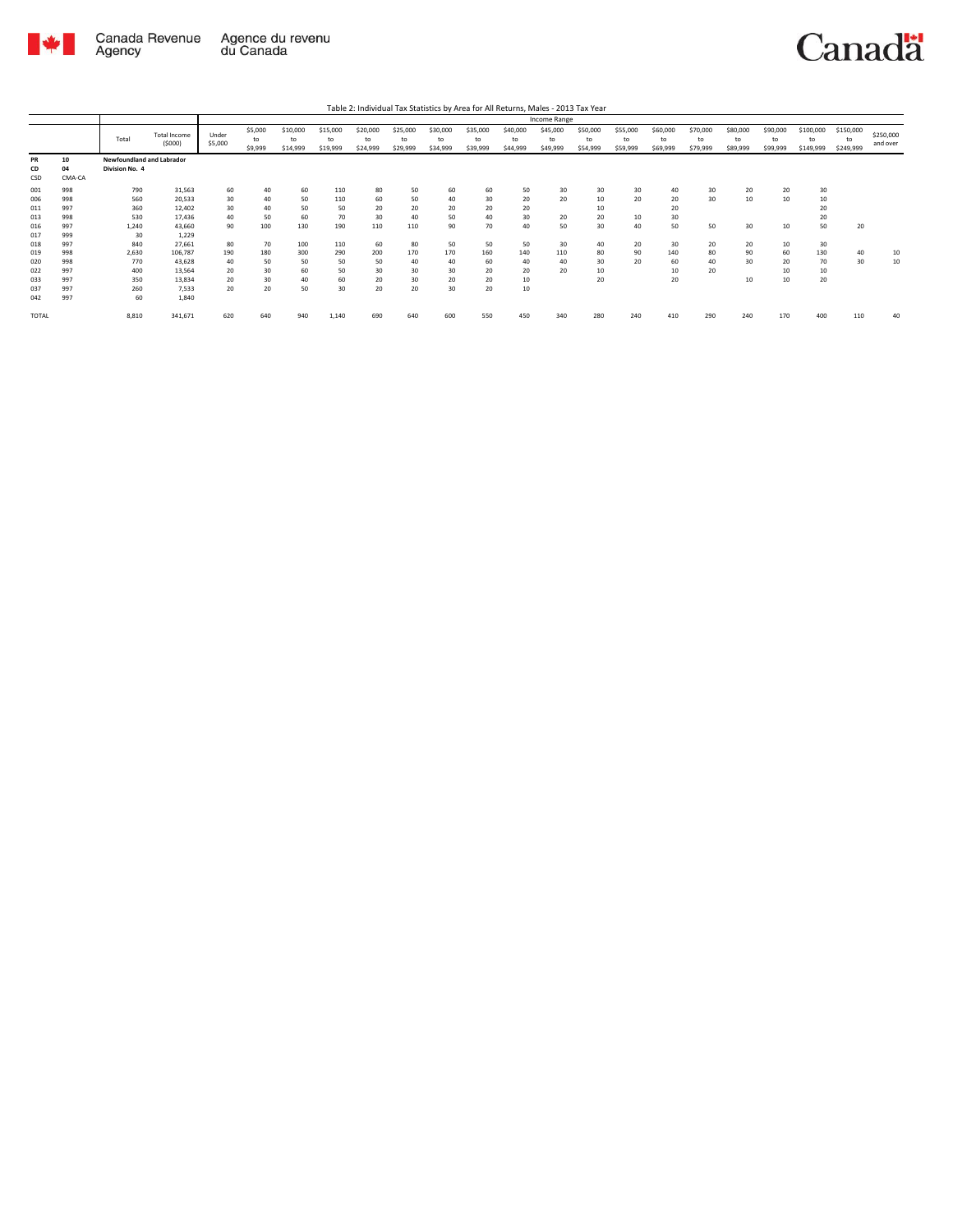Table 2: Individual Tax Statistics by Area for All Returns, Males - 2013 Tax Year

| | | Total | Total Income ($000) | Income Range | | | | | | | | | | | | | | | | | | |
|---|---|---|---|---|---|---|---|---|---|---|---|---|---|---|---|---|---|---|---|---|---|---|
| | | | | Under $5,000 | $5,000 to $9,999 | $10,000 to $14,999 | $15,000 to $19,999 | $20,000 to $24,999 | $25,000 to $29,999 | $30,000 to $34,999 | $35,000 to $39,999 | $40,000 to $44,999 | $45,000 to $49,999 | $50,000 to $54,999 | $55,000 to $59,999 | $60,000 to $69,999 | $70,000 to $79,999 | $80,000 to $89,999 | $90,000 to $99,999 | $100,000 to $149,999 | $150,000 to $249,999 | $250,000 and over |
| PR | 10 | Newfoundland and Labrador | | | | | | | | | | | | | | | | | | | | |
| CD | 04 | Division No. 4 | | | | | | | | | | | | | | | | | | | | |
| CSD | CMA-CA | | | | | | | | | | | | | | | | | | | | | |
| 001 | 998 | 790 | 31,563 | 60 | 40 | 60 | 110 | 80 | 50 | 60 | 60 | 50 | 30 | 30 | 30 | 40 | 30 | 20 | 20 | 30 | | |
| 006 | 998 | 560 | 20,533 | 30 | 40 | 50 | 110 | 60 | 50 | 40 | 30 | 20 | 20 | 10 | 20 | 20 | 30 | 10 | 10 | 10 | | |
| 011 | 997 | 360 | 12,402 | 30 | 40 | 50 | 50 | 20 | 20 | 20 | 20 | 20 | | 10 | | 20 | | | | 20 | | |
| 013 | 998 | 530 | 17,436 | 40 | 50 | 60 | 70 | 30 | 40 | 50 | 40 | 30 | 20 | 20 | 10 | 30 | | | | 20 | | |
| 016 | 997 | 1,240 | 43,660 | 90 | 100 | 130 | 190 | 110 | 110 | 90 | 70 | 40 | 50 | 30 | 40 | 50 | 50 | 30 | 10 | 50 | 20 | |
| 017 | 999 | 30 | 1,229 | | | | | | | | | | | | | | | | | | | |
| 018 | 997 | 840 | 27,661 | 80 | 70 | 100 | 110 | 60 | 80 | 50 | 50 | 50 | 30 | 40 | 20 | 30 | 20 | 20 | 10 | 30 | | |
| 019 | 998 | 2,630 | 106,787 | 190 | 180 | 300 | 290 | 200 | 170 | 170 | 160 | 140 | 110 | 80 | 90 | 140 | 80 | 90 | 60 | 130 | 40 | 10 |
| 020 | 998 | 770 | 43,628 | 40 | 50 | 50 | 50 | 50 | 40 | 40 | 60 | 40 | 40 | 30 | 20 | 60 | 40 | 30 | 20 | 70 | 30 | 10 |
| 022 | 997 | 400 | 13,564 | 20 | 30 | 60 | 50 | 30 | 30 | 30 | 20 | 20 | 20 | 10 | | 10 | 20 | | 10 | 10 | | |
| 033 | 997 | 350 | 13,834 | 20 | 30 | 40 | 60 | 20 | 30 | 20 | 20 | 10 | | 20 | | 20 | | 10 | 10 | 20 | | |
| 037 | 997 | 260 | 7,533 | 20 | 20 | 50 | 30 | 20 | 20 | 30 | 20 | 10 | | | | | | | | | | |
| 042 | 997 | 60 | 1,840 | | | | | | | | | | | | | | | | | | | |
| TOTAL | | 8,810 | 341,671 | 620 | 640 | 940 | 1,140 | 690 | 640 | 600 | 550 | 450 | 340 | 280 | 240 | 410 | 290 | 240 | 170 | 400 | 110 | 40 |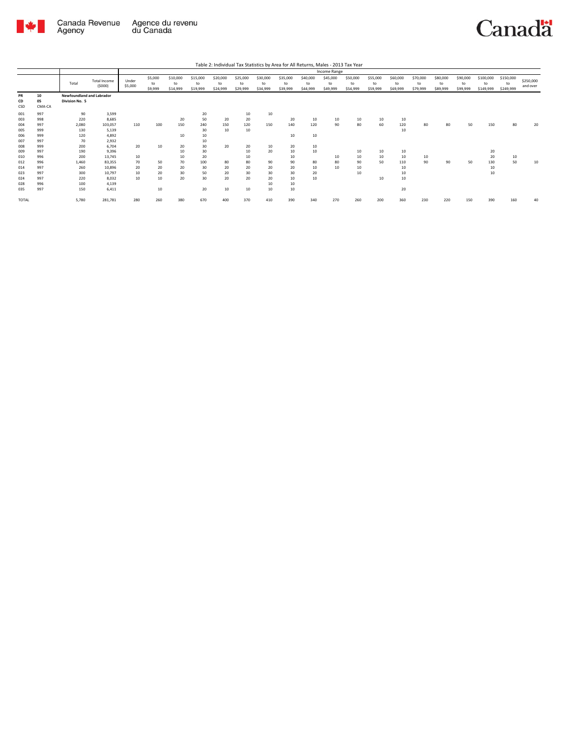Table 2: Individual Tax Statistics by Area for All Returns, Males - 2013 Tax Year

| | | Total | Total Income ($000) | Income Range | | | | | | | | | | | | | | | | | | |
|---|---|---|---|---|---|---|---|---|---|---|---|---|---|---|---|---|---|---|---|---|---|---|
| | | | | Under $5,000 | $5,000 to $9,999 | $10,000 to $14,999 | $15,000 to $19,999 | $20,000 to $24,999 | $25,000 to $29,999 | $30,000 to $34,999 | $35,000 to $39,999 | $40,000 to $44,999 | $45,000 to $49,999 | $50,000 to $54,999 | $55,000 to $59,999 | $60,000 to $69,999 | $70,000 to $79,999 | $80,000 to $89,999 | $90,000 to $99,999 | $100,000 to $149,999 | $150,000 to $249,999 | $250,000 and over |
| **PR** | **10** | **Newfoundland and Labrador** | | | | | | | | | | | | | | | | | | | | |
| **CD** | **05** | **Division No. 5** | | | | | | | | | | | | | | | | | | | | |
| **CSD** | **CMA-CA** | | | | | | | | | | | | | | | | | | | | | |
| 001 | 997 | 90 | 3,599 | | | | 20 | | 10 | 10 | | | | | | | | | | | | |
| 003 | 998 | 220 | 8,685 | | | 20 | 50 | 20 | 20 | | 20 | 10 | 10 | 10 | 10 | 10 | | | | | | |
| 004 | 997 | 2,080 | 103,057 | 110 | 100 | 150 | 240 | 150 | 120 | 150 | 140 | 120 | 90 | 80 | 60 | 120 | 80 | 80 | 50 | 150 | 80 | 20 |
| 005 | 999 | 130 | 5,139 | | | | 30 | 10 | 10 | | | | | | | | | | | | | |
| 006 | 999 | 120 | 4,892 | | | 10 | 10 | | | | 10 | 10 | | | | | | | | | | |
| 007 | 997 | 70 | 2,932 | | | | 10 | | | | | | | | | | | | | | | |
| 008 | 999 | 200 | 6,704 | 20 | 10 | 20 | 30 | 20 | 20 | 10 | 20 | 10 | | | | | | | | | | |
| 009 | 997 | 190 | 9,396 | | | 10 | 30 | | 10 | 20 | 10 | 10 | | 10 | 10 | 10 | | | | 20 | | |
| 010 | 996 | 200 | 13,745 | 10 | | 10 | 20 | | 10 | | 10 | | 10 | 10 | 10 | 10 | 10 | | | 20 | 10 | |
| 012 | 996 | 1,460 | 83,355 | 70 | 50 | 70 | 100 | 80 | 80 | 90 | 90 | 80 | 80 | 90 | 50 | 110 | 90 | 90 | 50 | 130 | 50 | 10 |
| 014 | 997 | 260 | 10,896 | 20 | 20 | 20 | 30 | 20 | 20 | 20 | 20 | 10 | 10 | 10 | | 10 | | | | 10 | | |
| 023 | 997 | 300 | 10,797 | 10 | 20 | 30 | 50 | 20 | 30 | 30 | 30 | 20 | | 10 | | 10 | | | | 10 | | |
| 024 | 997 | 220 | 8,032 | 10 | 10 | 20 | 30 | 20 | 20 | 20 | 10 | 10 | | | 10 | 10 | | | | | | |
| 028 | 996 | 100 | 4,139 | | | | | | | 10 | 10 | | | | | | | | | | | |
| 035 | 997 | 150 | 6,411 | | 10 | | 20 | 10 | 10 | 10 | 10 | | | | | 20 | | | | | | |
| TOTAL | | 5,780 | 281,781 | 280 | 260 | 380 | 670 | 400 | 370 | 410 | 390 | 340 | 270 | 260 | 200 | 360 | 230 | 220 | 150 | 390 | 160 | 40 |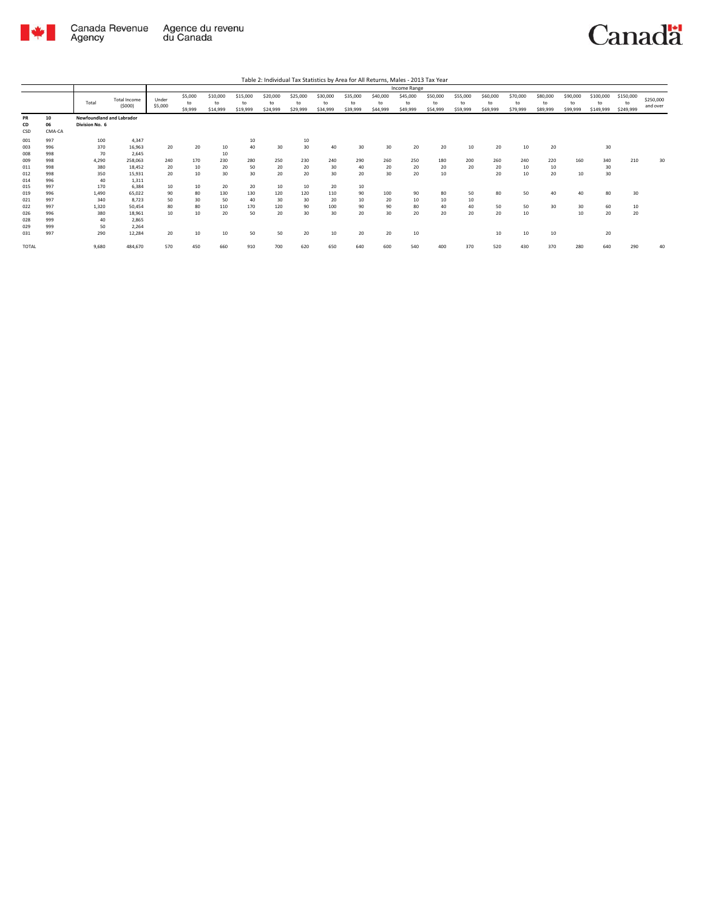Table 2: Individual Tax Statistics by Area for All Returns, Males - 2013 Tax Year

| | | Total | Total Income ($000) | Income Range | | | | | | | | | | | | | | | | | | |
|---|---|---|---|---|---|---|---|---|---|---|---|---|---|---|---|---|---|---|---|---|---|---|
| | | | | Under $5,000 | $5,000 to $9,999 | $10,000 to $14,999 | $15,000 to $19,999 | $20,000 to $24,999 | $25,000 to $29,999 | $30,000 to $34,999 | $35,000 to $39,999 | $40,000 to $44,999 | $45,000 to $49,999 | $50,000 to $54,999 | $55,000 to $59,999 | $60,000 to $69,999 | $70,000 to $79,999 | $80,000 to $89,999 | $90,000 to $99,999 | $100,000 to $149,999 | $150,000 to $249,999 | $250,000 and over |
| **PR** | **10** | **Newfoundland and Labrador** | | | | | | | | | | | | | | | | | | | | |
| **CD** | **06** | **Division No. 6** | | | | | | | | | | | | | | | | | | | | |
| CSD | CMA-CA | | | | | | | | | | | | | | | | | | | | | |
| 001 | 997 | 100 | 4,347 | | | | 10 | | 10 | | | | | | | | | | | | | |
| 003 | 996 | 370 | 16,963 | 20 | 20 | 10 | 40 | 30 | 30 | 40 | 30 | 30 | 20 | 20 | 10 | 20 | 10 | 20 | | 30 | | |
| 008 | 998 | 70 | 2,645 | | | 10 | | | | | | | | | | | | | | | | |
| 009 | 998 | 4,290 | 258,063 | 240 | 170 | 230 | 280 | 250 | 230 | 240 | 290 | 260 | 250 | 180 | 200 | 260 | 240 | 220 | 160 | 340 | 210 | 30 |
| 011 | 998 | 380 | 18,452 | 20 | 10 | 20 | 50 | 20 | 20 | 30 | 40 | 20 | 20 | 20 | 20 | 20 | 10 | 10 | | 30 | | |
| 012 | 998 | 350 | 15,931 | 20 | 10 | 30 | 30 | 20 | 20 | 30 | 20 | 30 | 20 | 10 | | 20 | 10 | 20 | 10 | 30 | | |
| 014 | 996 | 40 | 1,311 | | | | | | | | | | | | | | | | | | | |
| 015 | 997 | 170 | 6,384 | 10 | 10 | 20 | 20 | 10 | 10 | 20 | 10 | | | | | | | | | | | |
| 019 | 996 | 1,490 | 65,022 | 90 | 80 | 130 | 130 | 120 | 120 | 110 | 90 | 100 | 90 | 80 | 50 | 80 | 50 | 40 | 40 | 80 | 30 | |
| 021 | 997 | 340 | 8,723 | 50 | 30 | 50 | 40 | 30 | 30 | 20 | 10 | 20 | 10 | 10 | 10 | | | | | | | |
| 022 | 997 | 1,320 | 50,454 | 80 | 80 | 110 | 170 | 120 | 90 | 100 | 90 | 90 | 80 | 40 | 40 | 50 | 50 | 30 | 30 | 60 | 10 | |
| 026 | 996 | 380 | 18,961 | 10 | 10 | 20 | 50 | 20 | 30 | 30 | 20 | 30 | 20 | 20 | 20 | 20 | 10 | | 10 | 20 | 20 | |
| 028 | 999 | 40 | 2,865 | | | | | | | | | | | | | | | | | | | |
| 029 | 999 | 50 | 2,264 | | | | | | | | | | | | | | | | | | | |
| 031 | 997 | 290 | 12,284 | 20 | 10 | 10 | 50 | 50 | 20 | 10 | 20 | 20 | 10 | | | 10 | 10 | 10 | | 20 | | |
| TOTAL | | 9,680 | 484,670 | 570 | 450 | 660 | 910 | 700 | 620 | 650 | 640 | 600 | 540 | 400 | 370 | 520 | 430 | 370 | 280 | 640 | 290 | 40 |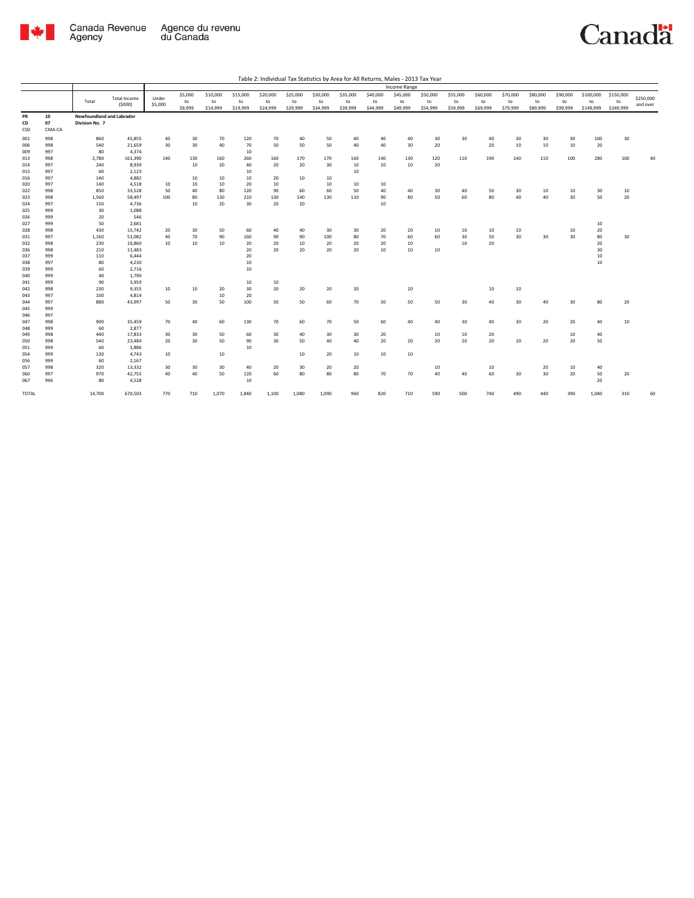Table 2: Individual Tax Statistics by Area for All Returns, Males - 2013 Tax Year

| PR<br>CD<br>CSD | CMA-CA | Total | Total Income ($000) | Under $5,000 | $5,000 to $9,999 | $10,000 to $14,999 | $15,000 to $19,999 | $20,000 to $24,999 | $25,000 to $29,999 | $30,000 to $34,999 | $35,000 to $39,999 | $40,000 to $44,999 | $45,000 to $49,999 | $50,000 to $54,999 | $55,000 to $59,999 | $60,000 to $69,999 | $70,000 to $79,999 | $80,000 to $89,999 | $90,000 to $99,999 | $100,000 to $149,999 | $150,000 to $249,999 | $250,000 and over |
|---|---|---|---|---|---|---|---|---|---|---|---|---|---|---|---|---|---|---|---|---|---|---|
| | | | | Income Range | | | | | | | | | | | | | | | | | | |
| 10 | | Newfoundland and Labrador | | | | | | | | | | | | | | | | | | | | |
| 07 | | Division No. 7 | | | | | | | | | | | | | | | | | | | | |
| 001 | 998 | 860 | 45,855 | 40 | 30 | 70 | 120 | 70 | 40 | 50 | 40 | 40 | 40 | 30 | 30 | 40 | 30 | 30 | 30 | 100 | 30 | |
| 006 | 998 | 540 | 21,659 | 30 | 30 | 40 | 70 | 50 | 50 | 50 | 40 | 40 | 30 | 20 | | 20 | 10 | 10 | 10 | 20 | | |
| 009 | 997 | 80 | 4,374 | | | | 10 | | | | | | | | | | | | | | | |
| 013 | 998 | 2,780 | 161,390 | 140 | 130 | 160 | 260 | 160 | 170 | 170 | 160 | 140 | 130 | 120 | 110 | 190 | 140 | 110 | 100 | 280 | 100 | 40 |
| 014 | 997 | 240 | 8,939 | | 10 | 20 | 40 | 20 | 20 | 30 | 10 | 10 | 10 | 20 | | | | | | | | |
| 015 | 997 | 60 | 2,123 | | | | 10 | | | | 10 | | | | | | | | | | | |
| 016 | 997 | 140 | 4,882 | | 10 | 10 | 10 | 20 | 10 | 10 | | | | | | | | | | | | |
| 020 | 997 | 140 | 4,518 | 10 | 10 | 10 | 20 | 10 | | 10 | 10 | 10 | | | | | | | | | | |
| 022 | 998 | 850 | 33,528 | 50 | 40 | 80 | 120 | 90 | 60 | 60 | 50 | 40 | 40 | 30 | 40 | 50 | 30 | 10 | 10 | 30 | 10 | |
| 023 | 998 | 1,560 | 58,497 | 100 | 80 | 130 | 210 | 130 | 140 | 130 | 110 | 90 | 80 | 50 | 60 | 80 | 40 | 40 | 30 | 50 | 20 | |
| 024 | 997 | 150 | 4,736 | | 10 | 20 | 30 | 20 | 20 | | | 10 | | | | | | | | | | |
| 025 | 999 | 30 | 1,088 | | | | | | | | | | | | | | | | | | | |
| 026 | 999 | 20 | 546 | | | | | | | | | | | | | | | | | | | |
| 027 | 999 | 50 | 2,681 | | | | | | | | | | | | | | | | | 10 | | |
| 028 | 998 | 430 | 15,742 | 20 | 30 | 50 | 60 | 40 | 40 | 30 | 30 | 20 | 20 | 10 | 10 | 10 | 10 | | 10 | 20 | | |
| 031 | 997 | 1,160 | 51,082 | 40 | 70 | 90 | 160 | 90 | 90 | 100 | 80 | 70 | 60 | 60 | 30 | 50 | 30 | 30 | 30 | 80 | 30 | |
| 032 | 998 | 230 | 10,860 | 10 | 10 | 10 | 20 | 20 | 10 | 20 | 20 | 20 | 10 | | 10 | 20 | | | | 20 | | |
| 036 | 998 | 210 | 11,483 | | | | 20 | 20 | 20 | 20 | 20 | 10 | 10 | 10 | | | | | | 30 | | |
| 037 | 999 | 110 | 6,444 | | | | 20 | | | | | | | | | | | | | 10 | | |
| 038 | 997 | 80 | 4,230 | | | | 10 | | | | | | | | | | | | | 10 | | |
| 039 | 999 | 60 | 2,716 | | | | 10 | | | | | | | | | | | | | | | |
| 040 | 999 | 40 | 1,790 | | | | | | | | | | | | | | | | | | | |
| 041 | 999 | 90 | 3,959 | | | | 10 | 10 | | | | | | | | | | | | | | |
| 042 | 998 | 230 | 9,355 | 10 | 10 | 20 | 30 | 20 | 20 | 20 | 20 | | 20 | | | 10 | 10 | | | | | |
| 043 | 997 | 100 | 4,814 | | | 10 | 20 | | | | | | | | | | | | | | | |
| 044 | 997 | 880 | 43,997 | 50 | 30 | 50 | 100 | 50 | 50 | 60 | 70 | 50 | 50 | 50 | 30 | 40 | 30 | 40 | 30 | 80 | 20 | |
| 045 | 999 | | | | | | | | | | | | | | | | | | | | | |
| 046 | 997 | | | | | | | | | | | | | | | | | | | | | |
| 047 | 998 | 900 | 35,459 | 70 | 40 | 60 | 130 | 70 | 60 | 70 | 50 | 60 | 40 | 40 | 30 | 40 | 30 | 20 | 20 | 40 | 10 | |
| 048 | 999 | 60 | 2,877 | | | | | | | | | | | | | | | | | | | |
| 049 | 998 | 440 | 17,833 | 30 | 30 | 50 | 60 | 30 | 40 | 30 | 30 | 20 | | 10 | 10 | 20 | | | 10 | 40 | | |
| 050 | 998 | 540 | 23,484 | 20 | 30 | 50 | 90 | 30 | 50 | 40 | 40 | 20 | 20 | 20 | 20 | 20 | 20 | 20 | 20 | 50 | | |
| 051 | 999 | 60 | 1,886 | | | | 10 | | | | | | | | | | | | | | | |
| 054 | 999 | 130 | 4,743 | 10 | | 10 | | | 10 | 20 | 10 | 10 | 10 | | | | | | | | | |
| 056 | 999 | 60 | 2,167 | | | | | | | | | | | | | | | | | | | |
| 057 | 998 | 320 | 13,332 | 30 | 30 | 30 | 40 | 20 | 30 | 20 | 20 | | | 10 | | 10 | | 20 | 10 | 40 | | |
| 060 | 997 | 970 | 42,755 | 40 | 40 | 50 | 120 | 60 | 80 | 80 | 80 | 70 | 70 | 40 | 40 | 60 | 30 | 30 | 20 | 50 | 20 | |
| 067 | 996 | 80 | 4,528 | | | | 10 | | | | | | | | | | | | | 20 | | |
| TOTAL | | 14,700 | 670,503 | 770 | 710 | 1,070 | 1,840 | 1,100 | 1,080 | 1,090 | 960 | 820 | 710 | 590 | 500 | 740 | 490 | 440 | 390 | 1,040 | 310 | 60 |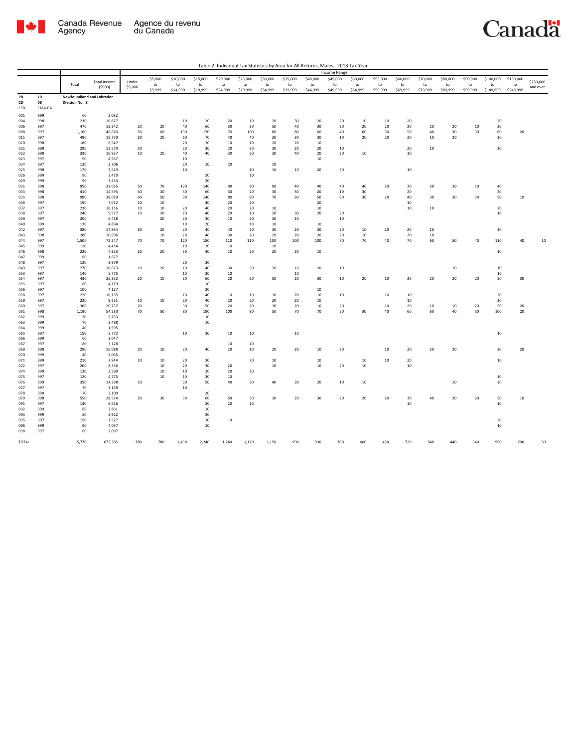Table 2: Individual Tax Statistics by Area for All Returns, Males - 2013 Tax Year

| | | Total | Total Income ($000) | Income Range | | | | | | | | | | | | | | | | | | |
|---|---|---|---|---|---|---|---|---|---|---|---|---|---|---|---|---|---|---|---|---|---|---|
| | | | | Under $5,000 | $5,000 to $9,999 | $10,000 to $14,999 | $15,000 to $19,999 | $20,000 to $24,999 | $25,000 to $29,999 | $30,000 to $34,999 | $35,000 to $39,999 | $40,000 to $44,999 | $45,000 to $49,999 | $50,000 to $54,999 | $55,000 to $59,999 | $60,000 to $69,999 | $70,000 to $79,999 | $80,000 to $89,999 | $90,000 to $99,999 | $100,000 to $149,999 | $150,000 to $249,999 | $250,000 and over |
| PR | 10 | Newfoundland and Labrador | | | | | | | | | | | | | | | | | | | | |
| CD | 08 | Division No. 8 | | | | | | | | | | | | | | | | | | | | |
| CSD | CMA-CA | | | | | | | | | | | | | | | | | | | | | |
| 001 | 999 | 60 | 2,032 | | | | | | | | | | | | | | | | | | | |
| 004 | 998 | 230 | 10,827 | | | 10 | 20 | 20 | 10 | 20 | 30 | 20 | 20 | 10 | 10 | 20 | | | | 20 | | |
| 006 | 997 | 470 | 18,342 | 20 | 20 | 40 | 60 | 30 | 30 | 50 | 40 | 30 | 20 | 20 | 20 | 20 | 20 | 20 | 10 | 20 | | |
| 008 | 997 | 1,160 | 46,620 | 50 | 60 | 130 | 170 | 70 | 100 | 80 | 80 | 60 | 40 | 60 | 30 | 50 | 40 | 30 | 30 | 60 | 20 | |
| 011 | 997 | 490 | 18,750 | 30 | 20 | 60 | 70 | 40 | 40 | 30 | 30 | 30 | 10 | 20 | 20 | 30 | 10 | 20 | | 20 | | |
| 020 | 998 | 180 | 6,547 | | | 20 | 20 | 10 | 10 | 20 | 20 | 10 | | | | | | | | | | |
| 021 | 998 | 290 | 12,570 | 20 | | 20 | 30 | 20 | 30 | 30 | 20 | 20 | 10 | | | 20 | 10 | | | 20 | | |
| 022 | 998 | 320 | 10,957 | 10 | 20 | 40 | 40 | 30 | 20 | 30 | 40 | 20 | 20 | 10 | | 10 | | | | | | |
| 023 | 997 | 90 | 4,567 | | | 10 | | | | | | 10 | | | | | | | | | | |
| 024 | 997 | 120 | 3,706 | | | 20 | 10 | 20 | | 10 | | | | | | | | | | | | |
| 025 | 998 | 170 | 7,549 | | | 10 | | | 10 | 10 | 10 | 20 | 20 | | | 10 | | | | | | |
| 026 | 999 | 80 | 3,470 | | | | 20 | | 10 | | | | | | | | | | | | | |
| 029 | 999 | 90 | 3,433 | | | | 20 | | | | | | | | | | | | | | | |
| 031 | 998 | 950 | 32,035 | 50 | 70 | 130 | 140 | 90 | 80 | 90 | 40 | 40 | 40 | 40 | 20 | 30 | 20 | 20 | 10 | 40 | | |
| 033 | 998 | 410 | 14,593 | 40 | 30 | 50 | 60 | 30 | 20 | 30 | 30 | 20 | 10 | 30 | | 20 | | | | 20 | | |
| 035 | 998 | 980 | 38,039 | 60 | 50 | 90 | 140 | 80 | 80 | 70 | 60 | 50 | 60 | 30 | 20 | 40 | 30 | 30 | 30 | 50 | 10 | |
| 036 | 997 | 190 | 7,012 | 10 | 10 | | 40 | 20 | 20 | | | 20 | | | | 10 | | | | | | |
| 037 | 997 | 230 | 10,116 | 10 | 10 | 20 | 40 | 20 | 20 | 10 | | 10 | | | | 10 | 10 | | | 20 | | |
| 038 | 997 | 240 | 9,517 | 10 | 20 | 20 | 40 | 20 | 10 | 20 | 30 | 20 | 20 | | | | | | | 10 | | |
| 039 | 997 | 200 | 6,418 | | 20 | 20 | 30 | 10 | 20 | 30 | 10 | | 10 | | | | | | | | | |
| 040 | 999 | 130 | 4,894 | | | 10 | 20 | | 10 | 10 | | 10 | | | | | | | | | | |
| 042 | 997 | 380 | 17,934 | 30 | 20 | 20 | 40 | 40 | 20 | 30 | 20 | 30 | 20 | 10 | 20 | 20 | 10 | | | 20 | | |
| 043 | 998 | 280 | 10,696 | | 10 | 20 | 40 | 30 | 20 | 20 | 20 | 20 | 20 | 10 | | 20 | 10 | | | | | |
| 044 | 997 | 1,500 | 72,247 | 70 | 70 | 120 | 180 | 110 | 110 | 100 | 100 | 100 | 70 | 70 | 40 | 70 | 60 | 50 | 40 | 110 | 40 | 10 |
| 045 | 999 | 110 | 4,414 | | | 10 | 20 | 10 | | 10 | | | | | | | | | | | | |
| 046 | 998 | 220 | 7,823 | 20 | 20 | 30 | 30 | 10 | 20 | 20 | 20 | 10 | | | | | | | | 10 | | |
| 047 | 999 | 60 | 1,877 | | | | | | | | | | | | | | | | | | | |
| 048 | 997 | 120 | 3,979 | | | 20 | 20 | | | | | | | | | | | | | | | |
| 049 | 997 | 270 | 10,673 | 10 | 20 | 10 | 40 | 30 | 30 | 20 | 10 | 20 | 10 | | | | | 10 | | 10 | | |
| 053 | 997 | 140 | 5,775 | | | 10 | 30 | 10 | | | 10 | | | | | | | | | 10 | | |
| 054 | 997 | 430 | 25,352 | 20 | 10 | 30 | 60 | 20 | 20 | 30 | 20 | 30 | 10 | 20 | 10 | 20 | 20 | 20 | 20 | 50 | 30 | |
| 055 | 997 | 80 | 4,179 | | | | 10 | | | | | | | | | | | | | | | |
| 056 | 997 | 100 | 4,127 | | | | 20 | | | | | 10 | | | | | | | | | | |
| 058 | 997 | 220 | 10,155 | | | 10 | 40 | 10 | 10 | 10 | 20 | 10 | 10 | | 10 | 10 | | | | 20 | | |
| 059 | 997 | 220 | 9,251 | 10 | 10 | 20 | 40 | 20 | 20 | 20 | 20 | 10 | | | | 10 | | | | 20 | | |
| 060 | 997 | 360 | 20,757 | 20 | | 30 | 50 | 20 | 20 | 30 | 20 | 10 | 20 | | 10 | 20 | 10 | 10 | 20 | 50 | 20 | |
| 061 | 998 | 1,190 | 54,230 | 70 | 50 | 80 | 190 | 100 | 80 | 50 | 70 | 70 | 50 | 30 | 40 | 60 | 60 | 40 | 30 | 100 | 20 | |
| 062 | 999 | 70 | 2,753 | | | | 10 | | | | | | | | | | | | | | | |
| 063 | 999 | 70 | 3,488 | | | | 10 | | | | | | | | | | | | | | | |
| 064 | 999 | 40 | 1,595 | | | | | | | | | | | | | | | | | | | |
| 065 | 997 | 150 | 5,772 | | | 10 | 30 | 10 | 10 | | 10 | | | | | | | | | 10 | | |
| 066 | 999 | 60 | 3,047 | | | | | | | | | | | | | | | | | | | |
| 067 | 997 | 80 | 3,128 | | | | | 10 | 10 | | | | | | | | | | | | | |
| 069 | 998 | 290 | 16,088 | 20 | 10 | 20 | 40 | 20 | 10 | 20 | 20 | 10 | 20 | | 10 | 20 | 20 | 20 | | 20 | 20 | |
| 070 | 999 | 40 | 2,065 | | | | | | | | | | | | | | | | | | | |
| 071 | 999 | 210 | 7,944 | 10 | 10 | 20 | 30 | | 20 | 10 | | 10 | | 10 | 10 | 20 | | | | 10 | | |
| 072 | 997 | 200 | 8,356 | | 10 | 20 | 30 | 20 | | 10 | | 10 | 20 | 10 | | 10 | | | | | | |
| 074 | 999 | 130 | 3,590 | | 10 | 10 | 20 | 20 | 20 | | | | | | | | | | | | | |
| 075 | 997 | 120 | 4,775 | | 10 | 10 | 30 | 10 | | | | | | | | | | | | 10 | | |
| 076 | 999 | 350 | 14,398 | 10 | | 30 | 50 | 40 | 30 | 40 | 30 | 20 | 10 | 10 | | | | 10 | | 20 | | |
| 077 | 997 | 70 | 3,159 | | | 10 | | | | | | | | | | | | | | | | |
| 078 | 999 | 70 | 3,109 | | | | 20 | | | | | | | | | | | | | | | |
| 079 | 998 | 550 | 28,574 | 20 | 30 | 30 | 60 | 50 | 30 | 30 | 20 | 30 | 20 | 20 | 20 | 30 | 40 | 20 | 20 | 50 | 10 | |
| 091 | 997 | 140 | 6,616 | | | | 20 | 20 | 10 | | | | | | | 10 | | | | 10 | | |
| 092 | 999 | 60 | 2,861 | | | | 10 | | | | | | | | | | | | | | | |
| 093 | 999 | 80 | 2,922 | | | | 20 | | | | | | | | | | | | | | | |
| 095 | 997 | 150 | 7,527 | | | | 30 | 10 | | | | | | | | | | | | 20 | | |
| 096 | 999 | 90 | 4,057 | | | | 10 | | | | | | | | | | | | | 10 | | |
| 098 | 997 | 60 | 2,097 | | | | | | | | | | | | | | | | | | | |
| TOTAL | | 15,770 | 673,385 | 780 | 780 | 1,430 | 2,240 | 1,240 | 1,120 | 1,150 | 990 | 930 | 700 | 600 | 450 | 720 | 540 | 440 | 340 | 990 | 290 | 50 |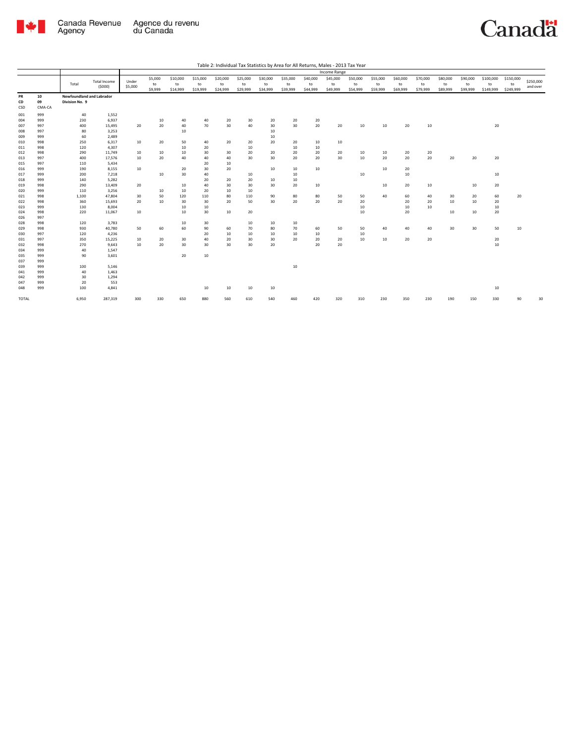Table 2: Individual Tax Statistics by Area for All Returns, Males - 2013 Tax Year

| | | Total | Total Income ($000) | Income Range | | | | | | | | | | | | | | | | | | |
|---|---|---|---|---|---|---|---|---|---|---|---|---|---|---|---|---|---|---|---|---|---|---|
| | | | | Under $5,000 | $5,000 to $9,999 | $10,000 to $14,999 | $15,000 to $19,999 | $20,000 to $24,999 | $25,000 to $29,999 | $30,000 to $34,999 | $35,000 to $39,999 | $40,000 to $44,999 | $45,000 to $49,999 | $50,000 to $54,999 | $55,000 to $59,999 | $60,000 to $69,999 | $70,000 to $79,999 | $80,000 to $89,999 | $90,000 to $99,999 | $100,000 to $149,999 | $150,000 to $249,999 | $250,000 and over |
| PR | 10 | Newfoundland and Labrador | | | | | | | | | | | | | | | | | | | | |
| CD | 09 | Division No. 9 | | | | | | | | | | | | | | | | | | | | |
| CSD | CMA-CA | | | | | | | | | | | | | | | | | | | | | |
| 001 | 999 | 40 | 1,552 | | | | | | | | | | | | | | | | | | | |
| 004 | 999 | 230 | 6,937 | | 10 | 40 | 40 | 20 | 30 | 20 | 20 | 20 | | | | | | | | | | |
| 007 | 997 | 400 | 15,495 | 20 | 20 | 40 | 70 | 30 | 40 | 30 | 30 | 20 | 20 | 10 | 10 | 20 | 10 | | | 20 | | |
| 008 | 997 | 80 | 3,253 | | | 10 | | | | 10 | | | | | | | | | | | | |
| 009 | 999 | 60 | 2,489 | | | | | | | 10 | | | | | | | | | | | | |
| 010 | 998 | 250 | 6,317 | 10 | 20 | 50 | 40 | 20 | 20 | 20 | 20 | 10 | 10 | | | | | | | | | |
| 011 | 998 | 120 | 4,307 | | | 10 | 20 | | 10 | | 10 | 10 | | | | | | | | | | |
| 012 | 998 | 290 | 11,749 | 10 | 10 | 10 | 30 | 30 | 20 | 20 | 20 | 20 | 20 | 10 | 10 | 20 | 20 | | | | | |
| 013 | 997 | 400 | 17,576 | 10 | 20 | 40 | 40 | 40 | 30 | 30 | 20 | 20 | 30 | 10 | 20 | 20 | 20 | 20 | 20 | 20 | | |
| 015 | 997 | 110 | 5,434 | | | | 20 | 10 | | | | | | | | | | | | | | |
| 016 | 999 | 190 | 8,155 | 10 | | 20 | 30 | 20 | | 10 | 10 | 10 | | | 10 | 20 | | | | | | |
| 017 | 999 | 200 | 7,218 | | 10 | 30 | 40 | | 10 | | 10 | | | 10 | | 10 | | | | 10 | | |
| 018 | 999 | 140 | 5,282 | | | | 20 | 20 | 20 | 10 | 10 | | | | | | | | | | | |
| 019 | 998 | 290 | 13,409 | 20 | | 10 | 40 | 30 | 30 | 30 | 20 | 10 | | | 10 | 20 | 10 | | 10 | 20 | | |
| 020 | 999 | 110 | 3,256 | | 10 | 10 | 20 | 10 | 10 | | | | | | | | | | | | | |
| 021 | 998 | 1,100 | 47,804 | 30 | 50 | 120 | 110 | 80 | 110 | 90 | 80 | 80 | 50 | 50 | 40 | 60 | 40 | 30 | 20 | 60 | 20 | |
| 022 | 998 | 360 | 15,693 | 20 | 10 | 30 | 30 | 20 | 50 | 30 | 20 | 20 | 20 | 20 | | 20 | 20 | 10 | 10 | 20 | | |
| 023 | 999 | 130 | 8,004 | | | 10 | 10 | | | | | | | 10 | | 10 | 10 | | | 10 | | |
| 024 | 998 | 220 | 11,067 | 10 | | 10 | 30 | 10 | 20 | | | | | 10 | | 20 | | 10 | 10 | 20 | | |
| 026 | 997 | | | | | | | | | | | | | | | | | | | | | |
| 028 | 998 | 120 | 3,783 | | | 10 | 30 | | 10 | 10 | 10 | | | | | | | | | | | |
| 029 | 998 | 930 | 40,780 | 50 | 60 | 60 | 90 | 60 | 70 | 80 | 70 | 60 | 50 | 50 | 40 | 40 | 40 | 30 | 30 | 50 | 10 | |
| 030 | 997 | 120 | 4,236 | | | | 20 | 10 | 10 | 10 | 10 | 10 | | 10 | | | | | | | | |
| 031 | 997 | 350 | 15,225 | 10 | 20 | 30 | 40 | 20 | 30 | 30 | 20 | 20 | 20 | 10 | 10 | 20 | 20 | | | 20 | | |
| 032 | 998 | 270 | 9,643 | 10 | 20 | 30 | 30 | 30 | 30 | 20 | | 20 | 20 | | | | | | | 10 | | |
| 034 | 999 | 40 | 1,547 | | | | | | | | | | | | | | | | | | | |
| 035 | 999 | 90 | 3,601 | | | 20 | 10 | | | | | | | | | | | | | | | |
| 037 | 999 | | | | | | | | | | | | | | | | | | | | | |
| 039 | 999 | 100 | 5,146 | | | | | | | | 10 | | | | | | | | | | | |
| 041 | 999 | 40 | 1,463 | | | | | | | | | | | | | | | | | | | |
| 042 | 999 | 30 | 1,294 | | | | | | | | | | | | | | | | | | | |
| 047 | 999 | 20 | 553 | | | | | | | | | | | | | | | | | | | |
| 048 | 999 | 100 | 4,841 | | | | 10 | 10 | 10 | 10 | | | | | | | | | | 10 | | |
| TOTAL | | 6,950 | 287,319 | 300 | 330 | 650 | 880 | 560 | 610 | 540 | 460 | 420 | 320 | 310 | 230 | 350 | 230 | 190 | 150 | 330 | 90 | 30 |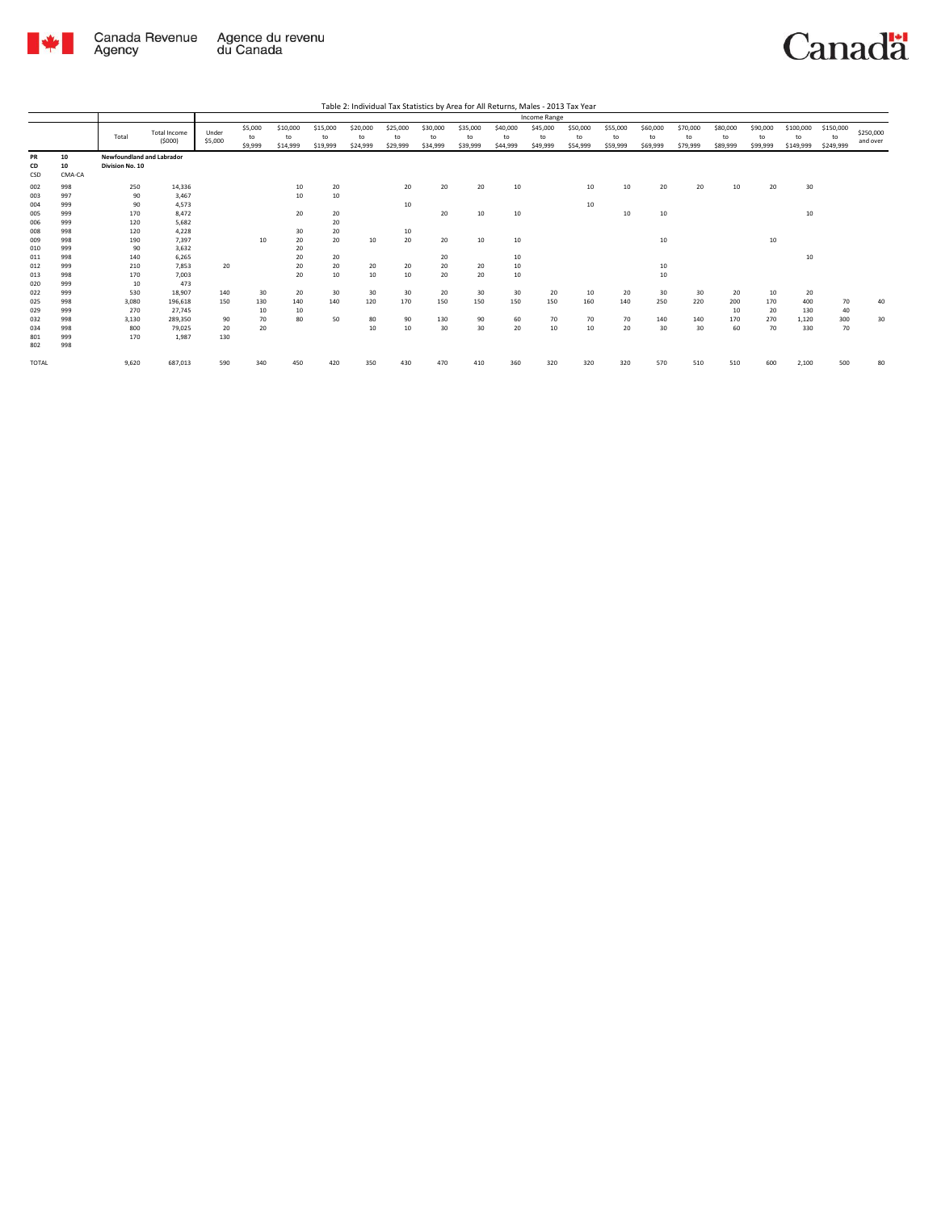Table 2: Individual Tax Statistics by Area for All Returns, Males - 2013 Tax Year

| | | Total | Total Income ($000) | Income Range | | | | | | | | | | | | | | | | | | |
|---|---|---|---|---|---|---|---|---|---|---|---|---|---|---|---|---|---|---|---|---|---|---|
| | | | | Under $5,000 | $5,000 to $9,999 | $10,000 to $14,999 | $15,000 to $19,999 | $20,000 to $24,999 | $25,000 to $29,999 | $30,000 to $34,999 | $35,000 to $39,999 | $40,000 to $44,999 | $45,000 to $49,999 | $50,000 to $54,999 | $55,000 to $59,999 | $60,000 to $69,999 | $70,000 to $79,999 | $80,000 to $89,999 | $90,000 to $99,999 | $100,000 to $149,999 | $150,000 to $249,999 | $250,000 and over |
| **PR** | **10** | **Newfoundland and Labrador** | | | | | | | | | | | | | | | | | | | | |
| **CD** | **10** | **Division No. 10** | | | | | | | | | | | | | | | | | | | | |
| **CSD** | **CMA-CA** | | | | | | | | | | | | | | | | | | | | | |
| 002 | 998 | 250 | 14,336 | | | 10 | 20 | | 20 | 20 | 20 | 10 | | 10 | 10 | 20 | 20 | 10 | 20 | 30 | | |
| 003 | 997 | 90 | 3,467 | | | 10 | 10 | | | | | | | | | | | | | | | |
| 004 | 999 | 90 | 4,573 | | | | | | 10 | | | | | 10 | | | | | | | | |
| 005 | 999 | 170 | 8,472 | | | 20 | 20 | | | 20 | 10 | 10 | | | 10 | 10 | | | | 10 | | |
| 006 | 999 | 120 | 5,682 | | | | 20 | | | | | | | | | | | | | | | |
| 008 | 998 | 120 | 4,228 | | | 30 | 20 | | 10 | | | | | | | | | | | | | |
| 009 | 998 | 190 | 7,397 | | 10 | 20 | 20 | 10 | 20 | 20 | 10 | 10 | | | | 10 | | | 10 | | | |
| 010 | 999 | 90 | 3,632 | | | 20 | | | | | | | | | | | | | | | | |
| 011 | 998 | 140 | 6,265 | | | 20 | 20 | | | 20 | | 10 | | | | | | | | 10 | | |
| 012 | 999 | 210 | 7,853 | 20 | | 20 | 20 | 20 | 20 | 20 | 20 | 10 | | | | 10 | | | | | | |
| 013 | 998 | 170 | 7,003 | | | 20 | 10 | 10 | 10 | 20 | 20 | 10 | | | | 10 | | | | | | |
| 020 | 999 | 10 | 473 | | | | | | | | | | | | | | | | | | | |
| 022 | 999 | 530 | 18,907 | 140 | 30 | 20 | 30 | 30 | 30 | 20 | 30 | 30 | 20 | 10 | 20 | 30 | 30 | 20 | 10 | 20 | | |
| 025 | 998 | 3,080 | 196,618 | 150 | 130 | 140 | 140 | 120 | 170 | 150 | 150 | 150 | 150 | 160 | 140 | 250 | 220 | 200 | 170 | 400 | 70 | 40 |
| 029 | 999 | 270 | 27,745 | | 10 | 10 | | | | | | | | | | | | 10 | 20 | 130 | 40 | |
| 032 | 998 | 3,130 | 289,350 | 90 | 70 | 80 | 50 | 80 | 90 | 130 | 90 | 60 | 70 | 70 | 70 | 140 | 140 | 170 | 270 | 1,120 | 300 | 30 |
| 034 | 998 | 800 | 79,025 | 20 | 20 | | | 10 | 10 | 30 | 30 | 20 | 10 | 10 | 20 | 30 | 30 | 60 | 70 | 330 | 70 | |
| 801 | 999 | 170 | 1,987 | 130 | | | | | | | | | | | | | | | | | | |
| 802 | 998 | | | | | | | | | | | | | | | | | | | | | |
| TOTAL | | 9,620 | 687,013 | 590 | 340 | 450 | 420 | 350 | 430 | 470 | 410 | 360 | 320 | 320 | 320 | 570 | 510 | 510 | 600 | 2,100 | 500 | 80 |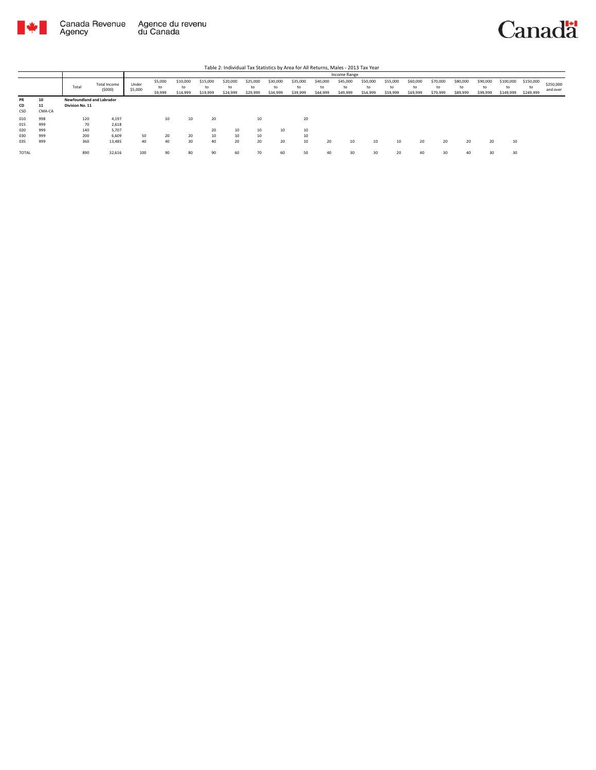Table 2: Individual Tax Statistics by Area for All Returns, Males - 2013 Tax Year

| | | Total | Total Income ($000) | Income Range | | | | | | | | | | | | | | | | | | |
|---|---|---|---|---|---|---|---|---|---|---|---|---|---|---|---|---|---|---|---|---|---|---|
| | | | | Under $5,000 | $5,000 to $9,999 | $10,000 to $14,999 | $15,000 to $19,999 | $20,000 to $24,999 | $25,000 to $29,999 | $30,000 to $34,999 | $35,000 to $39,999 | $40,000 to $44,999 | $45,000 to $49,999 | $50,000 to $54,999 | $55,000 to $59,999 | $60,000 to $69,999 | $70,000 to $79,999 | $80,000 to $89,999 | $90,000 to $99,999 | $100,000 to $149,999 | $150,000 to $249,999 | $250,000 and over |
| **PR** | **10** | **Newfoundland and Labrador** | | | | | | | | | | | | | | | | | | | | |
| **CD** | **11** | **Division No. 11** | | | | | | | | | | | | | | | | | | | | |
| CSD | CMA-CA | | | | | | | | | | | | | | | | | | | | | |
| 010 | 998 | 120 | 4,197 | | 10 | 10 | 20 | | 10 | | 20 | | | | | | | | | | | |
| 015 | 999 | 70 | 2,618 | | | | | | | | | | | | | | | | | | | |
| 020 | 999 | 140 | 5,707 | | | | 20 | 10 | 10 | 10 | 10 | | | | | | | | | | | |
| 030 | 999 | 200 | 6,609 | 50 | 20 | 20 | 10 | 10 | 10 | | 10 | | | | | | | | | | | |
| 035 | 999 | 360 | 13,485 | 40 | 40 | 30 | 40 | 20 | 20 | 20 | 10 | 20 | 10 | 10 | 10 | 20 | 20 | 20 | 20 | 10 | | |
| TOTAL | | 890 | 32,616 | 100 | 90 | 80 | 90 | 60 | 70 | 60 | 50 | 40 | 30 | 30 | 20 | 40 | 30 | 40 | 30 | 30 | | |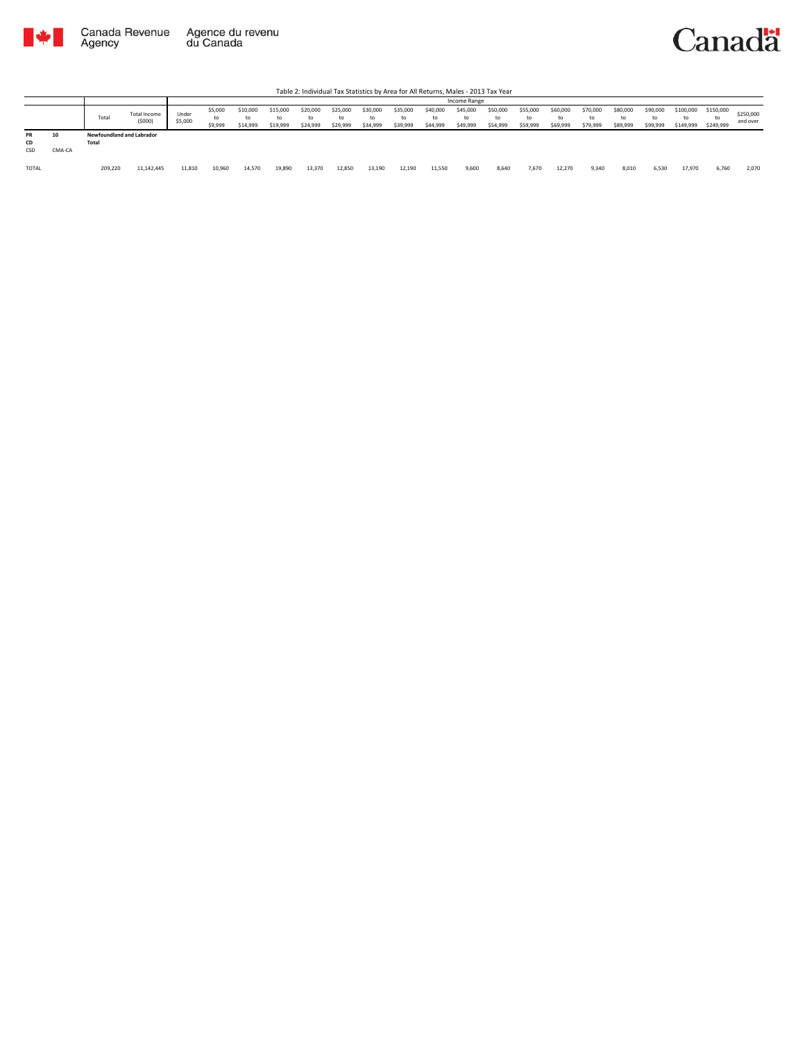Table 2: Individual Tax Statistics by Area for All Returns, Males - 2013 Tax Year

| | | | | Income Range | | | | | | | | | | | | | | | | | | | | |
|---|---|---|---|---|---|---|---|---|---|---|---|---|---|---|---|---|---|---|---|---|---|---|---|---|
| | | Total | Total Income ($000) | Under $5,000 | $5,000 to $9,999 | $10,000 to $14,999 | $15,000 to $19,999 | $20,000 to $24,999 | $25,000 to $29,999 | $30,000 to $34,999 | $35,000 to $39,999 | $40,000 to $44,999 | $45,000 to $49,999 | $50,000 to $54,999 | $55,000 to $59,999 | $60,000 to $69,999 | $70,000 to $79,999 | $80,000 to $89,999 | $90,000 to $99,999 | $100,000 to $149,999 | $150,000 to $249,999 | $250,000 and over |
| **PR** | **10** | **Newfoundland and Labrador** | | | | | | | | | | | | | | | | | | | | | | |
| **CD** | | **Total** | | | | | | | | | | | | | | | | | | | | | | |
| CSD | CMA-CA | | | | | | | | | | | | | | | | | | | | | | | |
| TOTAL | | 209,220 | 11,142,445 | 11,810 | 10,960 | 14,570 | 19,890 | 13,370 | 12,850 | 13,190 | 12,190 | 11,550 | 9,600 | 8,640 | 7,670 | 12,270 | 9,340 | 8,010 | 6,530 | 17,970 | 6,760 | 2,070 |